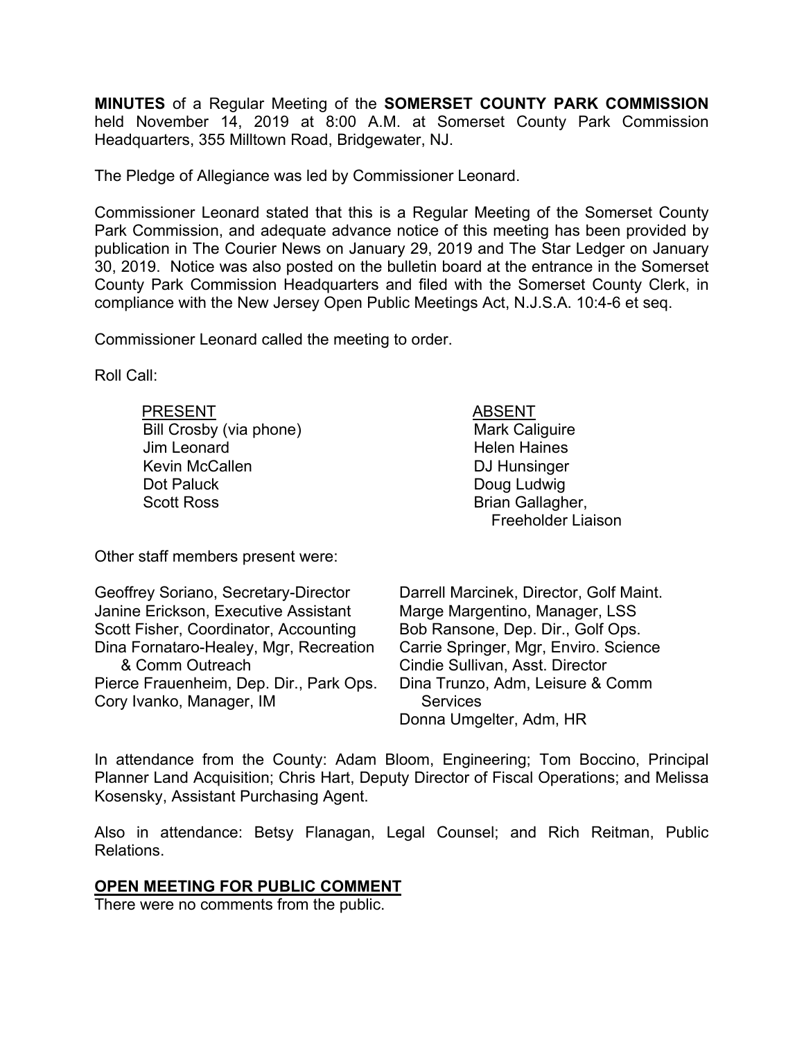**MINUTES** of a Regular Meeting of the **SOMERSET COUNTY PARK COMMISSION** held November 14, 2019 at 8:00 A.M. at Somerset County Park Commission Headquarters, 355 Milltown Road, Bridgewater, NJ.

The Pledge of Allegiance was led by Commissioner Leonard.

Commissioner Leonard stated that this is a Regular Meeting of the Somerset County Park Commission, and adequate advance notice of this meeting has been provided by publication in The Courier News on January 29, 2019 and The Star Ledger on January 30, 2019. Notice was also posted on the bulletin board at the entrance in the Somerset County Park Commission Headquarters and filed with the Somerset County Clerk, in compliance with the New Jersey Open Public Meetings Act, N.J.S.A. 10:4-6 et seq.

Commissioner Leonard called the meeting to order.

Roll Call:

| PRESENT | ABSENT |
|---|---|
| Bill Crosby (via phone) | Mark Caliguire |
| Jim Leonard | Helen Haines |
| Kevin McCallen | DJ Hunsinger |
| Dot Paluck | Doug Ludwig |
| Scott Ross | Brian Gallagher, Freeholder Liaison |

Other staff members present were:

Geoffrey Soriano, Secretary-Director
Janine Erickson, Executive Assistant
Scott Fisher, Coordinator, Accounting
Dina Fornataro-Healey, Mgr, Recreation & Comm Outreach
Pierce Frauenheim, Dep. Dir., Park Ops.
Cory Ivanko, Manager, IM
Darrell Marcinek, Director, Golf Maint.
Marge Margentino, Manager, LSS
Bob Ransone, Dep. Dir., Golf Ops.
Carrie Springer, Mgr, Enviro. Science
Cindie Sullivan, Asst. Director
Dina Trunzo, Adm, Leisure & Comm Services
Donna Umgelter, Adm, HR

In attendance from the County: Adam Bloom, Engineering; Tom Boccino, Principal Planner Land Acquisition; Chris Hart, Deputy Director of Fiscal Operations; and Melissa Kosensky, Assistant Purchasing Agent.

Also in attendance: Betsy Flanagan, Legal Counsel; and Rich Reitman, Public Relations.

## OPEN MEETING FOR PUBLIC COMMENT

There were no comments from the public.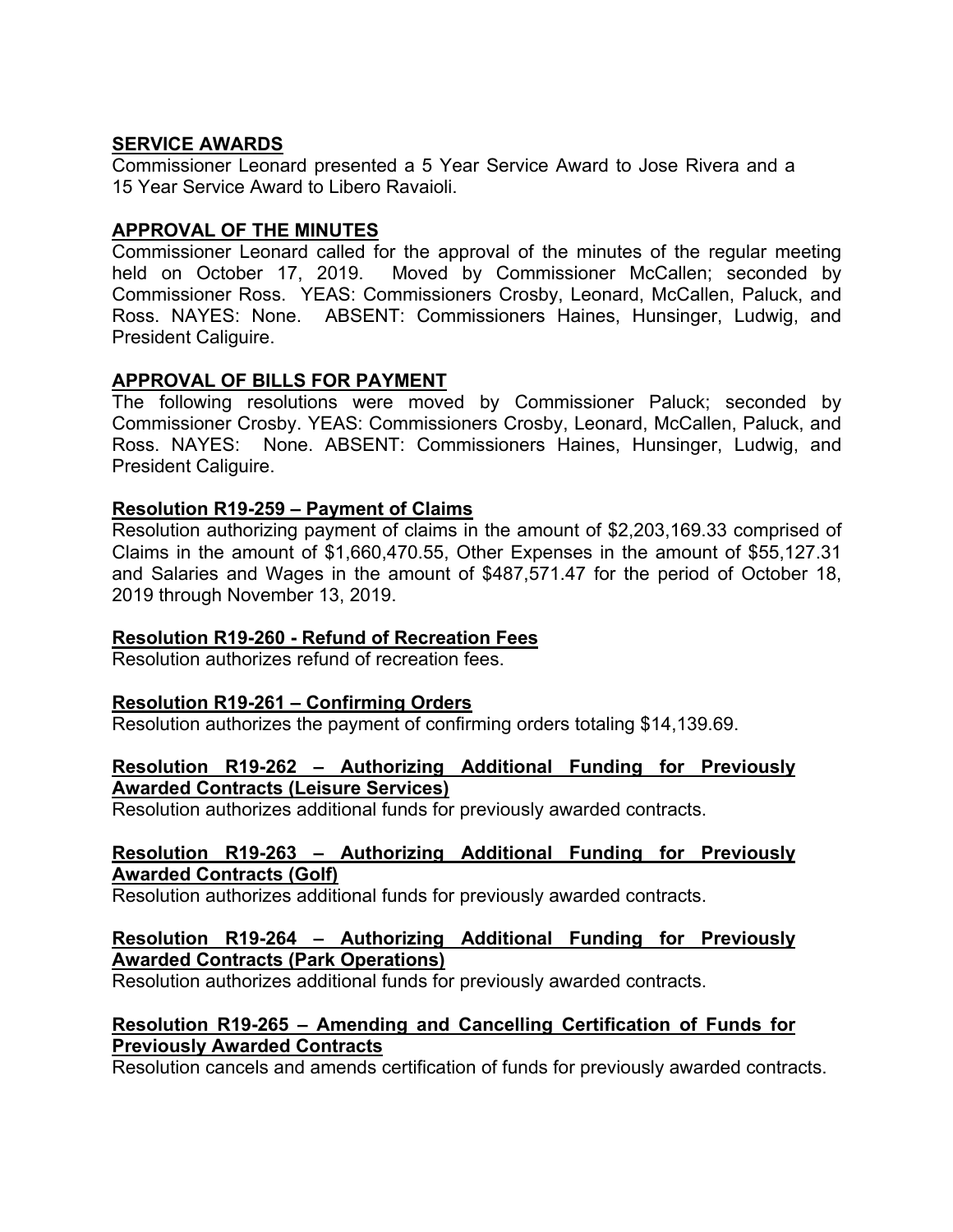## SERVICE AWARDS

Commissioner Leonard presented a 5 Year Service Award to Jose Rivera and a 15 Year Service Award to Libero Ravaioli.

## APPROVAL OF THE MINUTES

Commissioner Leonard called for the approval of the minutes of the regular meeting held on October 17, 2019. Moved by Commissioner McCallen; seconded by Commissioner Ross. YEAS: Commissioners Crosby, Leonard, McCallen, Paluck, and Ross. NAYES: None. ABSENT: Commissioners Haines, Hunsinger, Ludwig, and President Caliguire.

## APPROVAL OF BILLS FOR PAYMENT

The following resolutions were moved by Commissioner Paluck; seconded by Commissioner Crosby. YEAS: Commissioners Crosby, Leonard, McCallen, Paluck, and Ross. NAYES: None. ABSENT: Commissioners Haines, Hunsinger, Ludwig, and President Caliguire.

### Resolution R19-259 – Payment of Claims

Resolution authorizing payment of claims in the amount of $2,203,169.33 comprised of Claims in the amount of $1,660,470.55, Other Expenses in the amount of $55,127.31 and Salaries and Wages in the amount of $487,571.47 for the period of October 18, 2019 through November 13, 2019.

### Resolution R19-260 - Refund of Recreation Fees

Resolution authorizes refund of recreation fees.

### Resolution R19-261 – Confirming Orders

Resolution authorizes the payment of confirming orders totaling $14,139.69.

### Resolution R19-262 – Authorizing Additional Funding for Previously Awarded Contracts (Leisure Services)

Resolution authorizes additional funds for previously awarded contracts.

### Resolution R19-263 – Authorizing Additional Funding for Previously Awarded Contracts (Golf)

Resolution authorizes additional funds for previously awarded contracts.

### Resolution R19-264 – Authorizing Additional Funding for Previously Awarded Contracts (Park Operations)

Resolution authorizes additional funds for previously awarded contracts.

### Resolution R19-265 – Amending and Cancelling Certification of Funds for Previously Awarded Contracts

Resolution cancels and amends certification of funds for previously awarded contracts.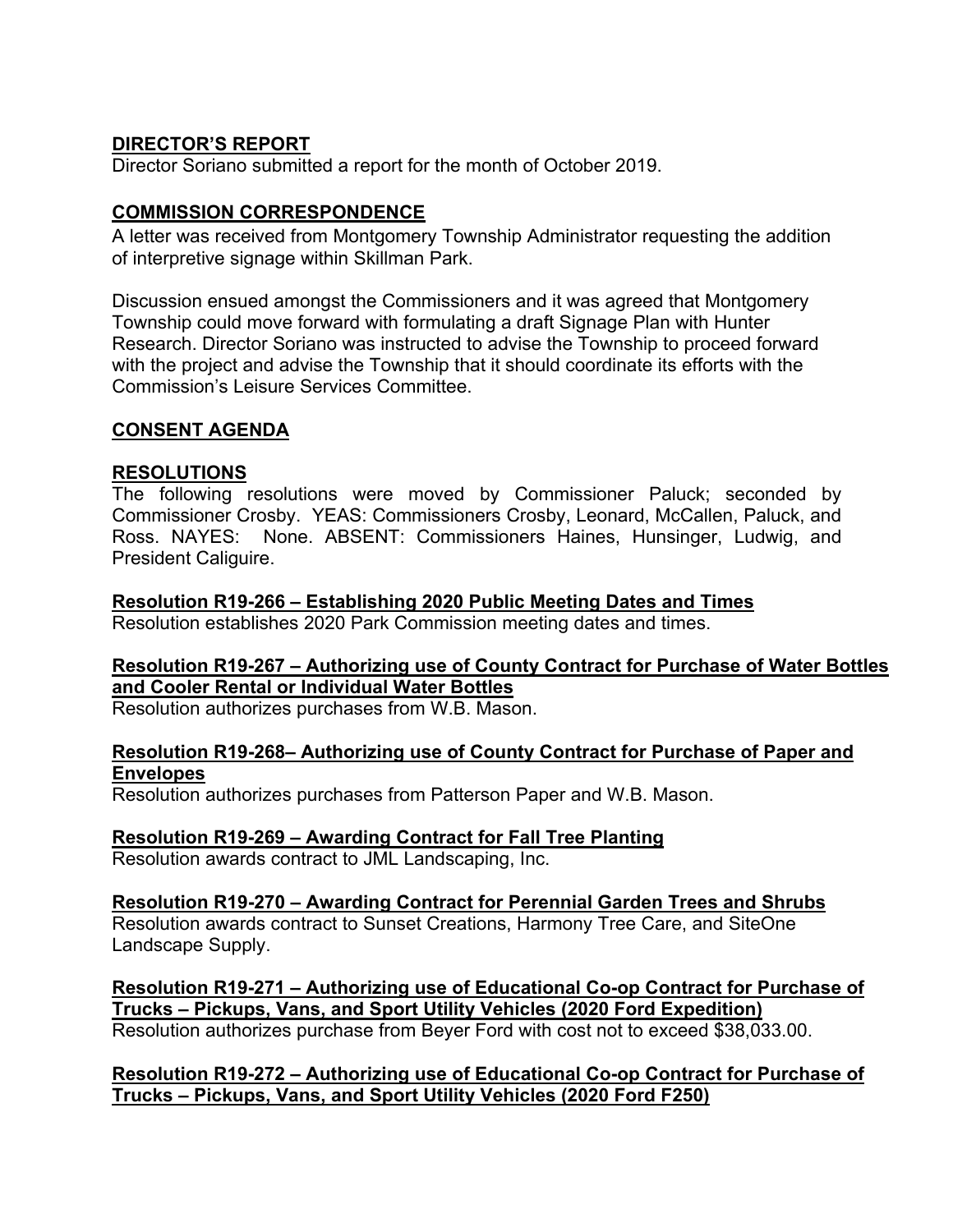## DIRECTOR'S REPORT

Director Soriano submitted a report for the month of October 2019.

## COMMISSION CORRESPONDENCE

A letter was received from Montgomery Township Administrator requesting the addition of interpretive signage within Skillman Park.

Discussion ensued amongst the Commissioners and it was agreed that Montgomery Township could move forward with formulating a draft Signage Plan with Hunter Research. Director Soriano was instructed to advise the Township to proceed forward with the project and advise the Township that it should coordinate its efforts with the Commission's Leisure Services Committee.

## CONSENT AGENDA

## RESOLUTIONS

The following resolutions were moved by Commissioner Paluck; seconded by Commissioner Crosby. YEAS: Commissioners Crosby, Leonard, McCallen, Paluck, and Ross. NAYES: None. ABSENT: Commissioners Haines, Hunsinger, Ludwig, and President Caliguire.

**Resolution R19-266 – Establishing 2020 Public Meeting Dates and Times**

Resolution establishes 2020 Park Commission meeting dates and times.

**Resolution R19-267 – Authorizing use of County Contract for Purchase of Water Bottles and Cooler Rental or Individual Water Bottles**

Resolution authorizes purchases from W.B. Mason.

**Resolution R19-268– Authorizing use of County Contract for Purchase of Paper and Envelopes**

Resolution authorizes purchases from Patterson Paper and W.B. Mason.

**Resolution R19-269 – Awarding Contract for Fall Tree Planting**

Resolution awards contract to JML Landscaping, Inc.

**Resolution R19-270 – Awarding Contract for Perennial Garden Trees and Shrubs**

Resolution awards contract to Sunset Creations, Harmony Tree Care, and SiteOne Landscape Supply.

**Resolution R19-271 – Authorizing use of Educational Co-op Contract for Purchase of Trucks – Pickups, Vans, and Sport Utility Vehicles (2020 Ford Expedition)**

Resolution authorizes purchase from Beyer Ford with cost not to exceed $38,033.00.

**Resolution R19-272 – Authorizing use of Educational Co-op Contract for Purchase of Trucks – Pickups, Vans, and Sport Utility Vehicles (2020 Ford F250)**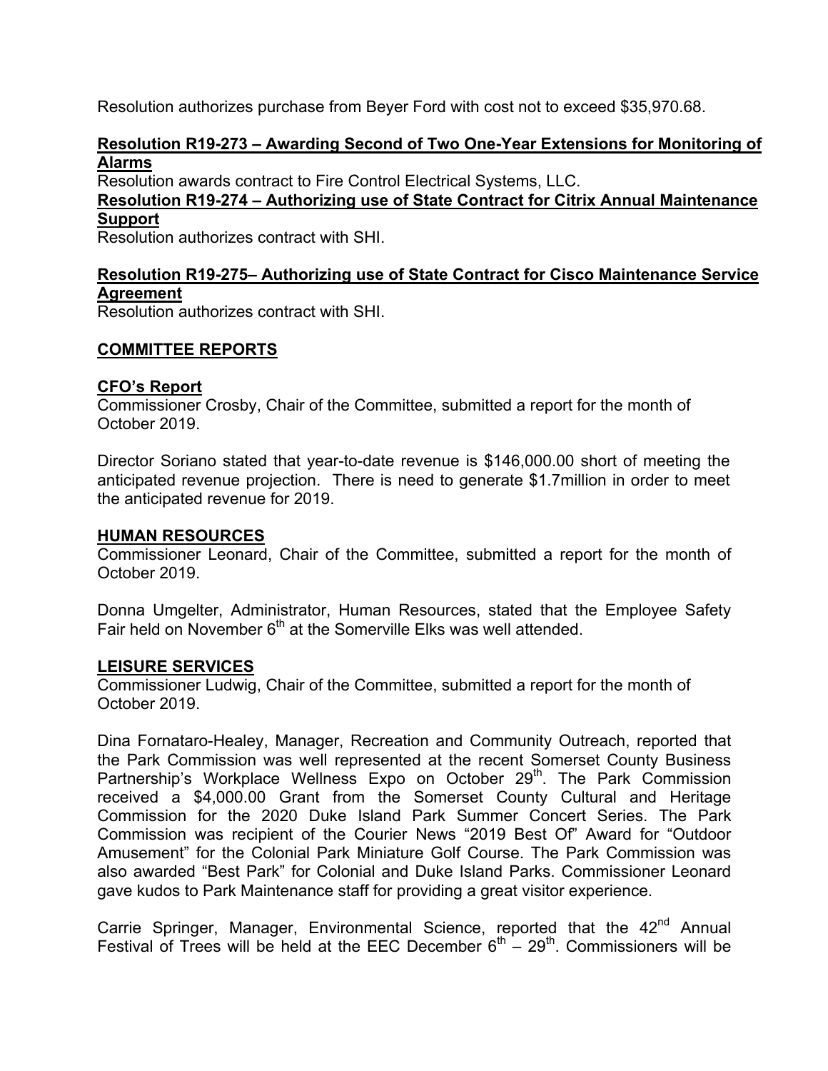Resolution authorizes purchase from Beyer Ford with cost not to exceed $35,970.68.

**Resolution R19-273 – Awarding Second of Two One-Year Extensions for Monitoring of Alarms**

Resolution awards contract to Fire Control Electrical Systems, LLC.

**Resolution R19-274 – Authorizing use of State Contract for Citrix Annual Maintenance Support**

Resolution authorizes contract with SHI.

**Resolution R19-275– Authorizing use of State Contract for Cisco Maintenance Service Agreement**

Resolution authorizes contract with SHI.

## COMMITTEE REPORTS

### CFO's Report

Commissioner Crosby, Chair of the Committee, submitted a report for the month of October 2019.

Director Soriano stated that year-to-date revenue is $146,000.00 short of meeting the anticipated revenue projection. There is need to generate $1.7million in order to meet the anticipated revenue for 2019.

### HUMAN RESOURCES

Commissioner Leonard, Chair of the Committee, submitted a report for the month of October 2019.

Donna Umgelter, Administrator, Human Resources, stated that the Employee Safety Fair held on November 6th at the Somerville Elks was well attended.

### LEISURE SERVICES

Commissioner Ludwig, Chair of the Committee, submitted a report for the month of October 2019.

Dina Fornataro-Healey, Manager, Recreation and Community Outreach, reported that the Park Commission was well represented at the recent Somerset County Business Partnership's Workplace Wellness Expo on October 29th. The Park Commission received a $4,000.00 Grant from the Somerset County Cultural and Heritage Commission for the 2020 Duke Island Park Summer Concert Series. The Park Commission was recipient of the Courier News "2019 Best Of" Award for "Outdoor Amusement" for the Colonial Park Miniature Golf Course. The Park Commission was also awarded "Best Park" for Colonial and Duke Island Parks. Commissioner Leonard gave kudos to Park Maintenance staff for providing a great visitor experience.

Carrie Springer, Manager, Environmental Science, reported that the 42nd Annual Festival of Trees will be held at the EEC December 6th – 29th. Commissioners will be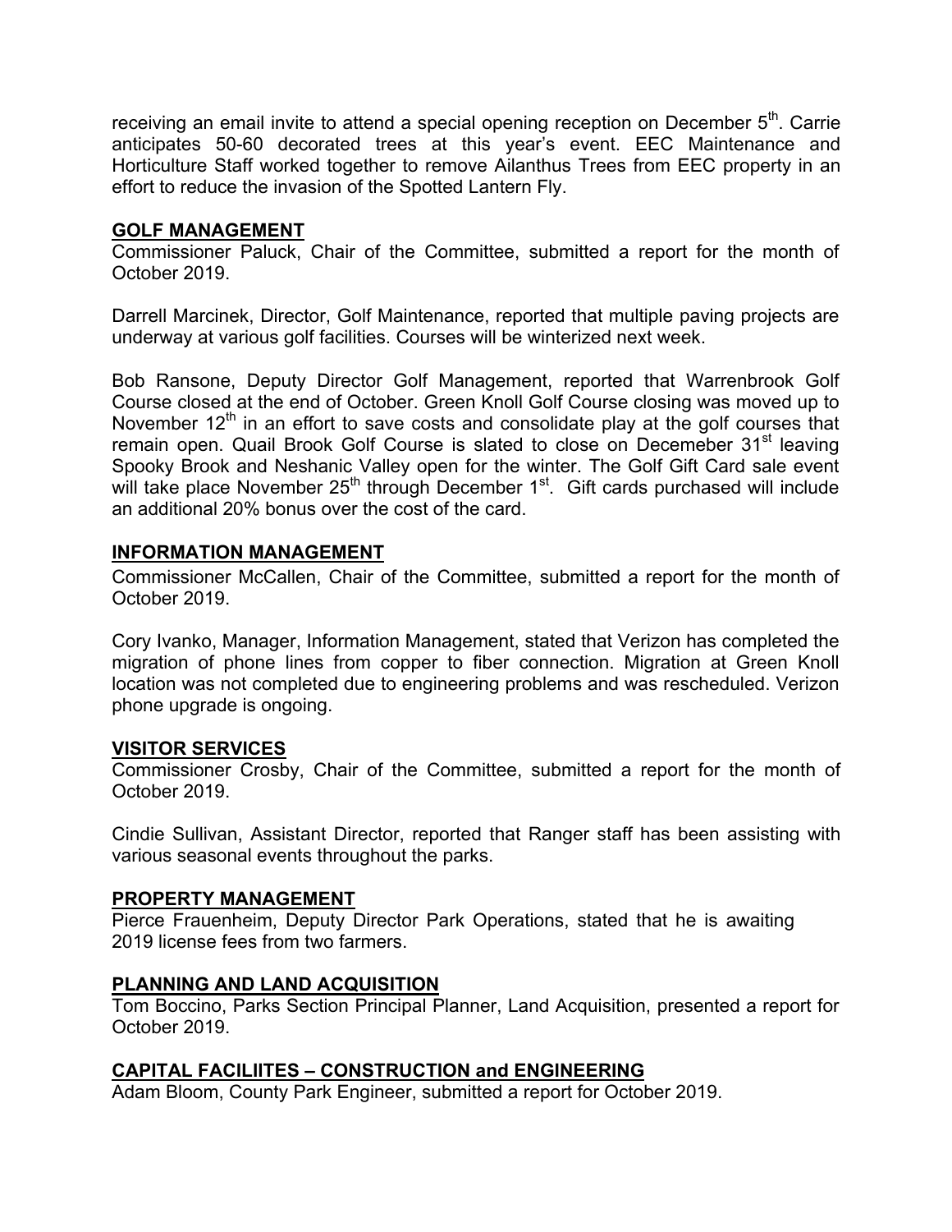receiving an email invite to attend a special opening reception on December 5th. Carrie anticipates 50-60 decorated trees at this year's event. EEC Maintenance and Horticulture Staff worked together to remove Ailanthus Trees from EEC property in an effort to reduce the invasion of the Spotted Lantern Fly.

## GOLF MANAGEMENT

Commissioner Paluck, Chair of the Committee, submitted a report for the month of October 2019.

Darrell Marcinek, Director, Golf Maintenance, reported that multiple paving projects are underway at various golf facilities. Courses will be winterized next week.

Bob Ransone, Deputy Director Golf Management, reported that Warrenbrook Golf Course closed at the end of October. Green Knoll Golf Course closing was moved up to November 12th in an effort to save costs and consolidate play at the golf courses that remain open. Quail Brook Golf Course is slated to close on Decemeber 31st leaving Spooky Brook and Neshanic Valley open for the winter. The Golf Gift Card sale event will take place November 25th through December 1st. Gift cards purchased will include an additional 20% bonus over the cost of the card.

## INFORMATION MANAGEMENT

Commissioner McCallen, Chair of the Committee, submitted a report for the month of October 2019.

Cory Ivanko, Manager, Information Management, stated that Verizon has completed the migration of phone lines from copper to fiber connection. Migration at Green Knoll location was not completed due to engineering problems and was rescheduled. Verizon phone upgrade is ongoing.

## VISITOR SERVICES

Commissioner Crosby, Chair of the Committee, submitted a report for the month of October 2019.

Cindie Sullivan, Assistant Director, reported that Ranger staff has been assisting with various seasonal events throughout the parks.

## PROPERTY MANAGEMENT

Pierce Frauenheim, Deputy Director Park Operations, stated that he is awaiting 2019 license fees from two farmers.

## PLANNING AND LAND ACQUISITION

Tom Boccino, Parks Section Principal Planner, Land Acquisition, presented a report for October 2019.

## CAPITAL FACILIITES – CONSTRUCTION and ENGINEERING

Adam Bloom, County Park Engineer, submitted a report for October 2019.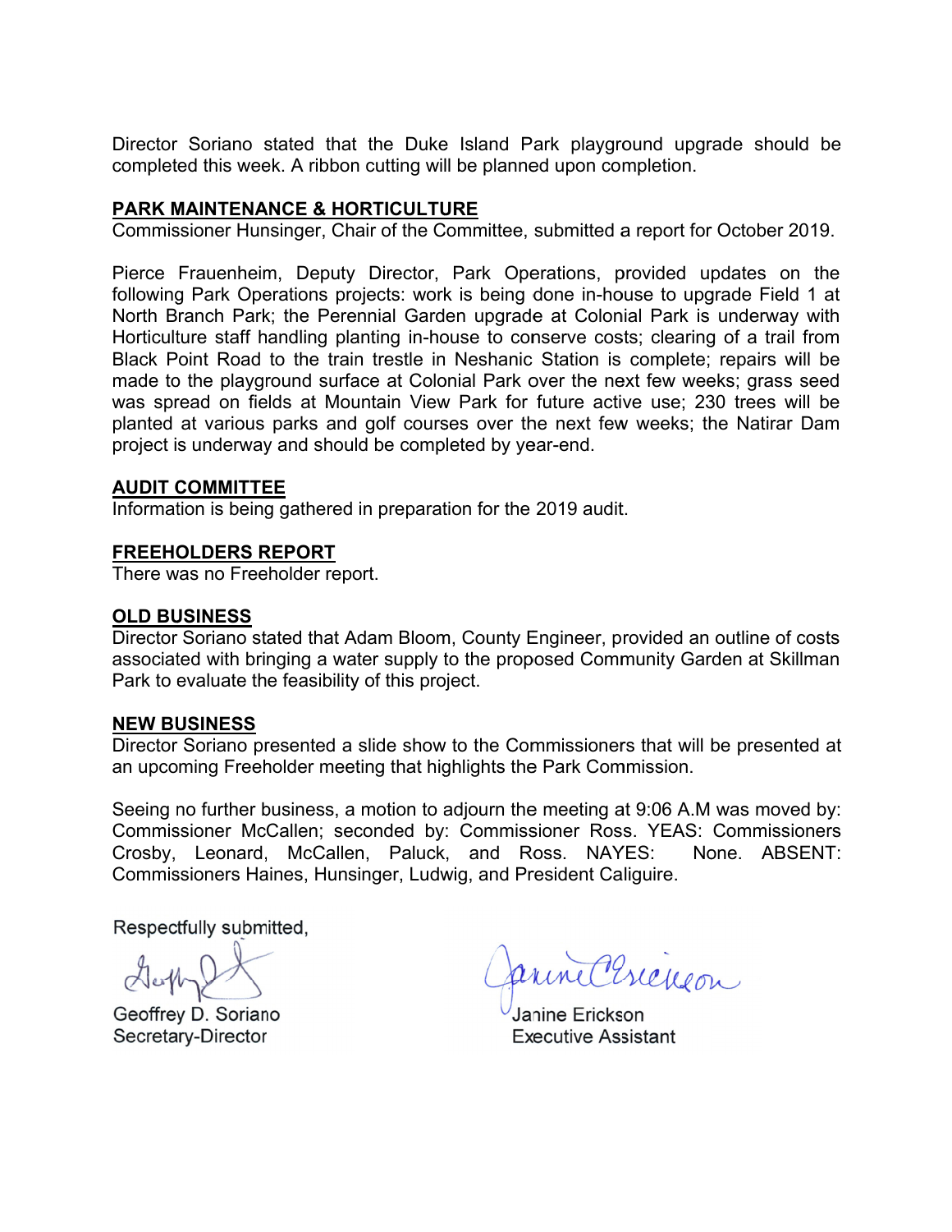Director Soriano stated that the Duke Island Park playground upgrade should be completed this week. A ribbon cutting will be planned upon completion.

**PARK MAINTENANCE & HORTICULTURE**

Commissioner Hunsinger, Chair of the Committee, submitted a report for October 2019.

Pierce Frauenheim, Deputy Director, Park Operations, provided updates on the following Park Operations projects: work is being done in-house to upgrade Field 1 at North Branch Park; the Perennial Garden upgrade at Colonial Park is underway with Horticulture staff handling planting in-house to conserve costs; clearing of a trail from Black Point Road to the train trestle in Neshanic Station is complete; repairs will be made to the playground surface at Colonial Park over the next few weeks; grass seed was spread on fields at Mountain View Park for future active use; 230 trees will be planted at various parks and golf courses over the next few weeks; the Natirar Dam project is underway and should be completed by year-end.

**AUDIT COMMITTEE**

Information is being gathered in preparation for the 2019 audit.

**FREEHOLDERS REPORT**

There was no Freeholder report.

**OLD BUSINESS**

Director Soriano stated that Adam Bloom, County Engineer, provided an outline of costs associated with bringing a water supply to the proposed Community Garden at Skillman Park to evaluate the feasibility of this project.

**NEW BUSINESS**

Director Soriano presented a slide show to the Commissioners that will be presented at an upcoming Freeholder meeting that highlights the Park Commission.

Seeing no further business, a motion to adjourn the meeting at 9:06 A.M was moved by: Commissioner McCallen; seconded by: Commissioner Ross. YEAS: Commissioners Crosby, Leonard, McCallen, Paluck, and Ross. NAYES: None. ABSENT: Commissioners Haines, Hunsinger, Ludwig, and President Caliguire.

Respectfully submitted,

Geoffrey D. Soriano
Secretary-Director

Janine Erickson
Executive Assistant